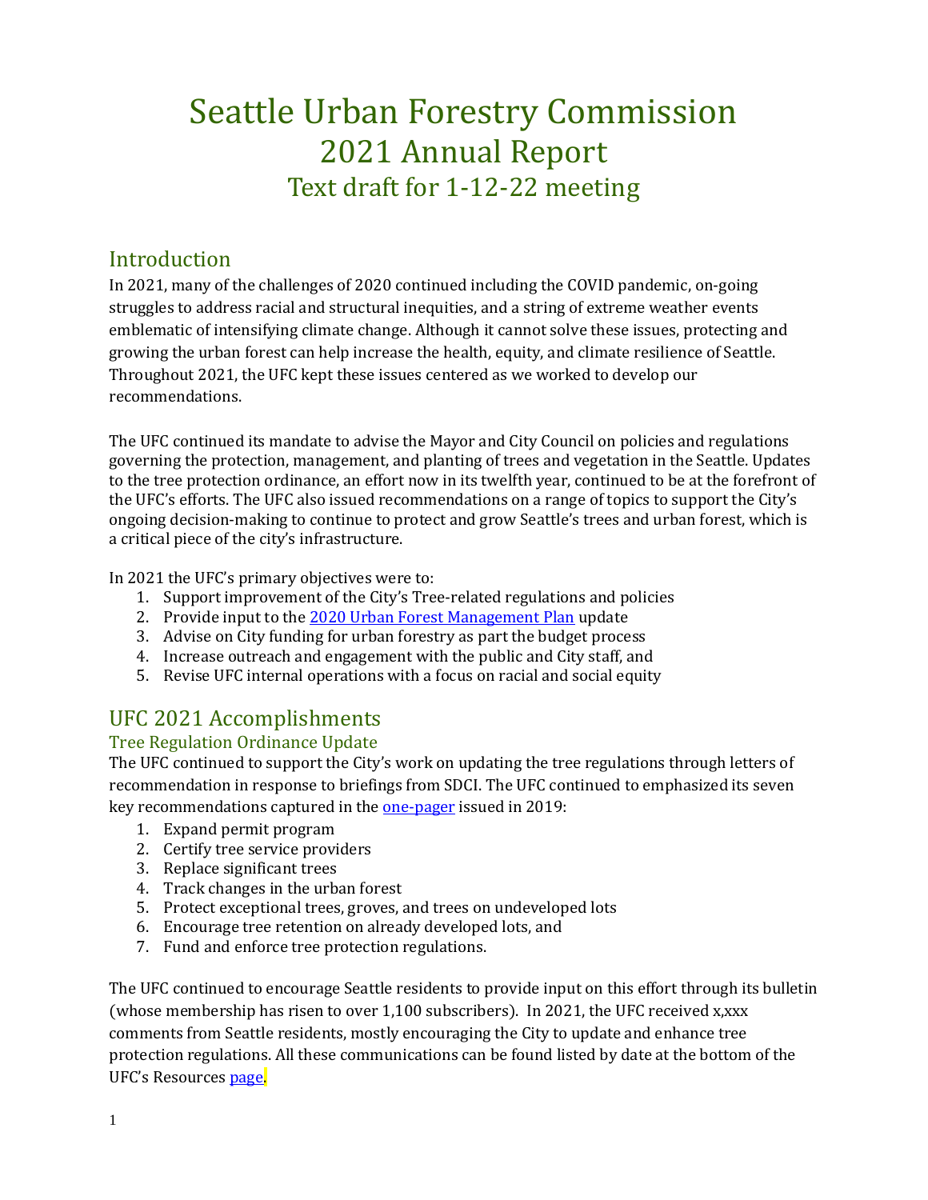# Seattle Urban Forestry Commission
# 2021 Annual Report
## Text draft for 1-12-22 meeting

## Introduction

In 2021, many of the challenges of 2020 continued including the COVID pandemic, on-going struggles to address racial and structural inequities, and a string of extreme weather events emblematic of intensifying climate change. Although it cannot solve these issues, protecting and growing the urban forest can help increase the health, equity, and climate resilience of Seattle. Throughout 2021, the UFC kept these issues centered as we worked to develop our recommendations.

The UFC continued its mandate to advise the Mayor and City Council on policies and regulations governing the protection, management, and planting of trees and vegetation in the Seattle. Updates to the tree protection ordinance, an effort now in its twelfth year, continued to be at the forefront of the UFC's efforts. The UFC also issued recommendations on a range of topics to support the City's ongoing decision-making to continue to protect and grow Seattle's trees and urban forest, which is a critical piece of the city's infrastructure.

In 2021 the UFC's primary objectives were to:

1. Support improvement of the City's Tree-related regulations and policies
2. Provide input to the 2020 Urban Forest Management Plan update
3. Advise on City funding for urban forestry as part the budget process
4. Increase outreach and engagement with the public and City staff, and
5. Revise UFC internal operations with a focus on racial and social equity

## UFC 2021 Accomplishments

### Tree Regulation Ordinance Update

The UFC continued to support the City's work on updating the tree regulations through letters of recommendation in response to briefings from SDCI. The UFC continued to emphasized its seven key recommendations captured in the one-pager issued in 2019:

1. Expand permit program
2. Certify tree service providers
3. Replace significant trees
4. Track changes in the urban forest
5. Protect exceptional trees, groves, and trees on undeveloped lots
6. Encourage tree retention on already developed lots, and
7. Fund and enforce tree protection regulations.

The UFC continued to encourage Seattle residents to provide input on this effort through its bulletin (whose membership has risen to over 1,100 subscribers). In 2021, the UFC received x,xxx comments from Seattle residents, mostly encouraging the City to update and enhance tree protection regulations. All these communications can be found listed by date at the bottom of the UFC's Resources page.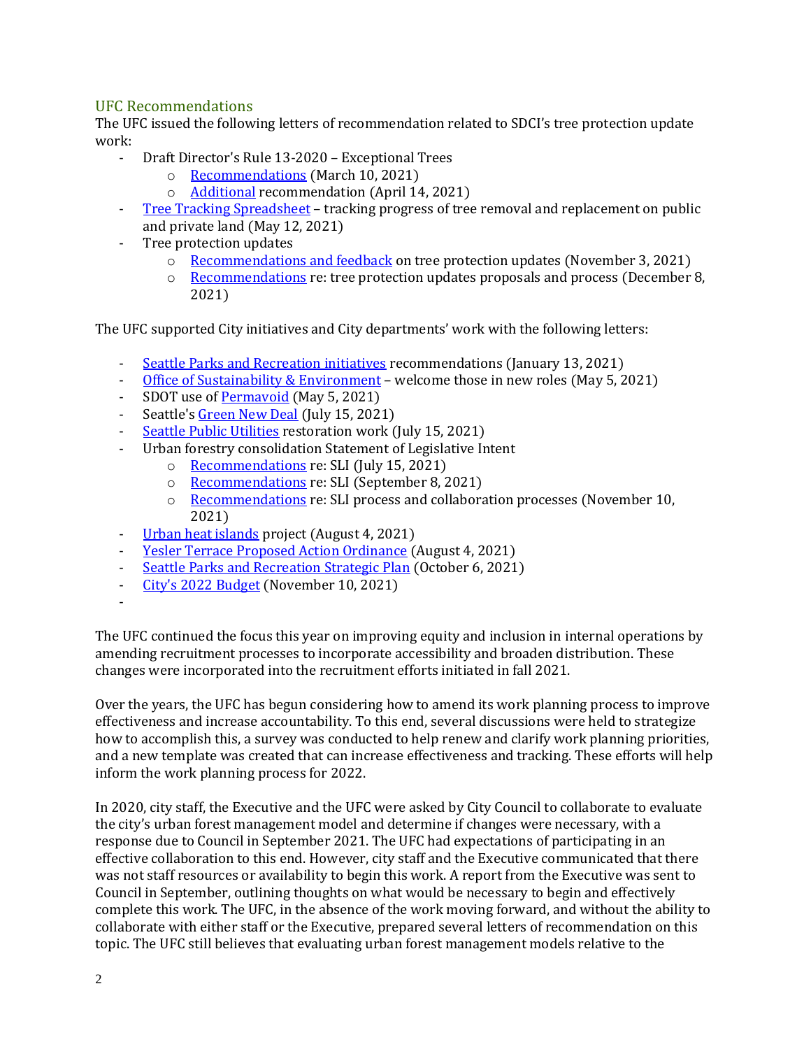## UFC Recommendations

The UFC issued the following letters of recommendation related to SDCI's tree protection update work:

- Draft Director's Rule 13-2020 – Exceptional Trees
  - Recommendations (March 10, 2021)
  - Additional recommendation (April 14, 2021)
- Tree Tracking Spreadsheet – tracking progress of tree removal and replacement on public and private land (May 12, 2021)
- Tree protection updates
  - Recommendations and feedback on tree protection updates (November 3, 2021)
  - Recommendations re: tree protection updates proposals and process (December 8, 2021)

The UFC supported City initiatives and City departments' work with the following letters:

- Seattle Parks and Recreation initiatives recommendations (January 13, 2021)
- Office of Sustainability & Environment – welcome those in new roles (May 5, 2021)
- SDOT use of Permavoid (May 5, 2021)
- Seattle's Green New Deal (July 15, 2021)
- Seattle Public Utilities restoration work (July 15, 2021)
- Urban forestry consolidation Statement of Legislative Intent
  - Recommendations re: SLI (July 15, 2021)
  - Recommendations re: SLI (September 8, 2021)
  - Recommendations re: SLI process and collaboration processes (November 10, 2021)
- Urban heat islands project (August 4, 2021)
- Yesler Terrace Proposed Action Ordinance (August 4, 2021)
- Seattle Parks and Recreation Strategic Plan (October 6, 2021)
- City's 2022 Budget (November 10, 2021)
-

The UFC continued the focus this year on improving equity and inclusion in internal operations by amending recruitment processes to incorporate accessibility and broaden distribution. These changes were incorporated into the recruitment efforts initiated in fall 2021.

Over the years, the UFC has begun considering how to amend its work planning process to improve effectiveness and increase accountability. To this end, several discussions were held to strategize how to accomplish this, a survey was conducted to help renew and clarify work planning priorities, and a new template was created that can increase effectiveness and tracking. These efforts will help inform the work planning process for 2022.

In 2020, city staff, the Executive and the UFC were asked by City Council to collaborate to evaluate the city's urban forest management model and determine if changes were necessary, with a response due to Council in September 2021. The UFC had expectations of participating in an effective collaboration to this end. However, city staff and the Executive communicated that there was not staff resources or availability to begin this work. A report from the Executive was sent to Council in September, outlining thoughts on what would be necessary to begin and effectively complete this work. The UFC, in the absence of the work moving forward, and without the ability to collaborate with either staff or the Executive, prepared several letters of recommendation on this topic. The UFC still believes that evaluating urban forest management models relative to the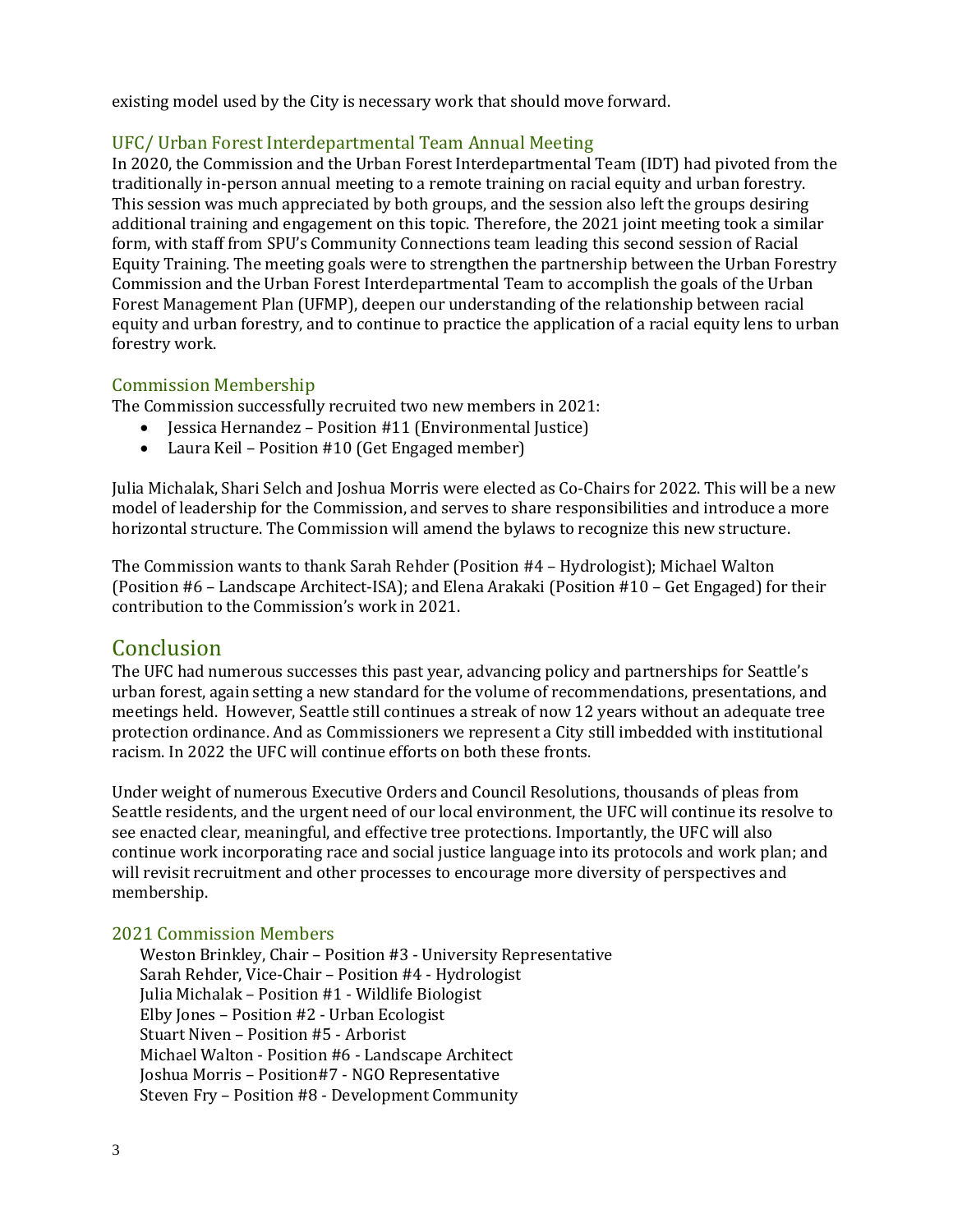existing model used by the City is necessary work that should move forward.

### UFC/ Urban Forest Interdepartmental Team Annual Meeting

In 2020, the Commission and the Urban Forest Interdepartmental Team (IDT) had pivoted from the traditionally in-person annual meeting to a remote training on racial equity and urban forestry. This session was much appreciated by both groups, and the session also left the groups desiring additional training and engagement on this topic. Therefore, the 2021 joint meeting took a similar form, with staff from SPU's Community Connections team leading this second session of Racial Equity Training. The meeting goals were to strengthen the partnership between the Urban Forestry Commission and the Urban Forest Interdepartmental Team to accomplish the goals of the Urban Forest Management Plan (UFMP), deepen our understanding of the relationship between racial equity and urban forestry, and to continue to practice the application of a racial equity lens to urban forestry work.

### Commission Membership

The Commission successfully recruited two new members in 2021:

- Jessica Hernandez – Position #11 (Environmental Justice)
- Laura Keil – Position #10 (Get Engaged member)

Julia Michalak, Shari Selch and Joshua Morris were elected as Co-Chairs for 2022. This will be a new model of leadership for the Commission, and serves to share responsibilities and introduce a more horizontal structure. The Commission will amend the bylaws to recognize this new structure.

The Commission wants to thank Sarah Rehder (Position #4 – Hydrologist); Michael Walton (Position #6 – Landscape Architect-ISA); and Elena Arakaki (Position #10 – Get Engaged) for their contribution to the Commission's work in 2021.

## Conclusion

The UFC had numerous successes this past year, advancing policy and partnerships for Seattle's urban forest, again setting a new standard for the volume of recommendations, presentations, and meetings held. However, Seattle still continues a streak of now 12 years without an adequate tree protection ordinance. And as Commissioners we represent a City still imbedded with institutional racism. In 2022 the UFC will continue efforts on both these fronts.

Under weight of numerous Executive Orders and Council Resolutions, thousands of pleas from Seattle residents, and the urgent need of our local environment, the UFC will continue its resolve to see enacted clear, meaningful, and effective tree protections. Importantly, the UFC will also continue work incorporating race and social justice language into its protocols and work plan; and will revisit recruitment and other processes to encourage more diversity of perspectives and membership.

### 2021 Commission Members

Weston Brinkley, Chair – Position #3 - University Representative
Sarah Rehder, Vice-Chair – Position #4 - Hydrologist
Julia Michalak – Position #1 - Wildlife Biologist
Elby Jones – Position #2 - Urban Ecologist
Stuart Niven – Position #5 - Arborist
Michael Walton - Position #6 - Landscape Architect
Joshua Morris – Position#7 - NGO Representative
Steven Fry – Position #8 - Development Community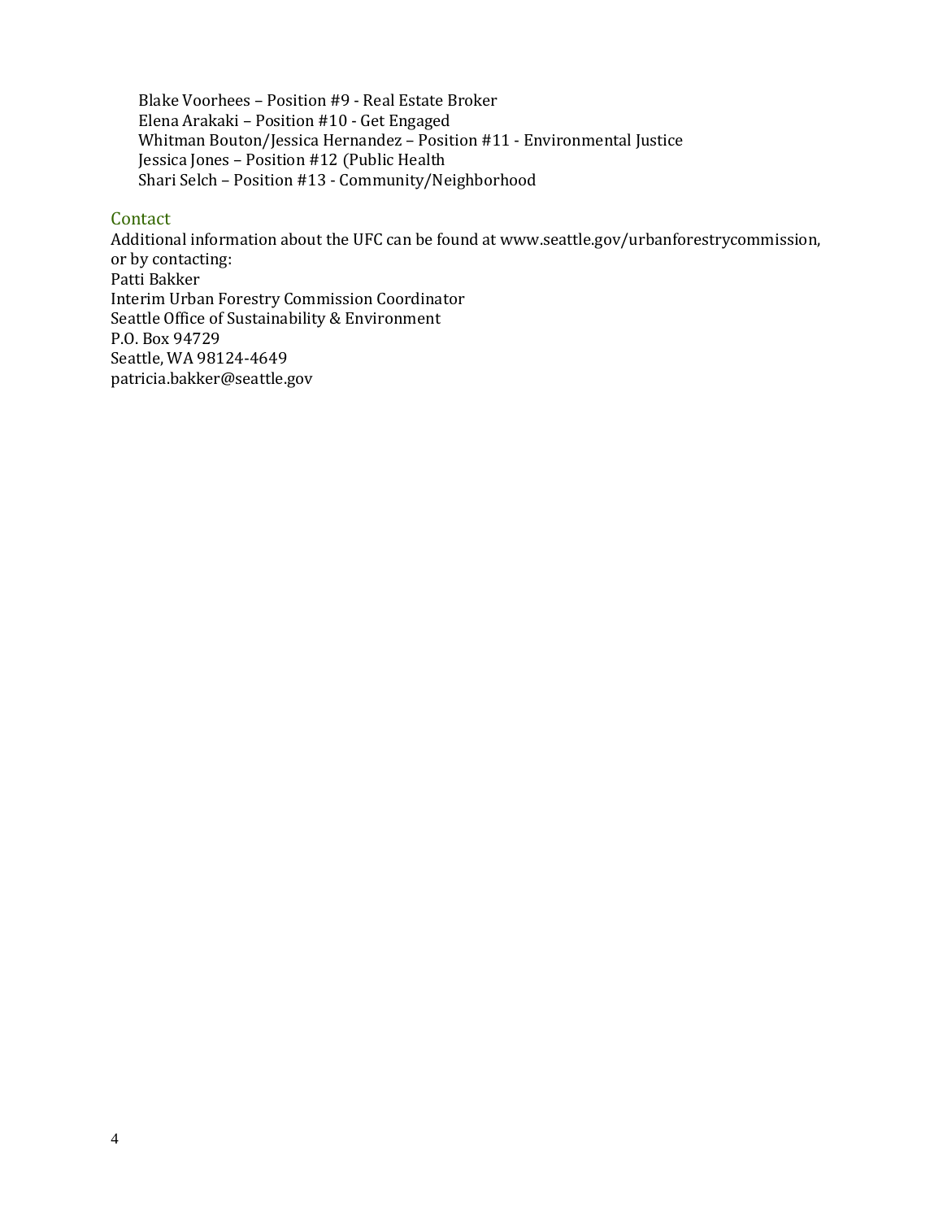Blake Voorhees – Position #9 - Real Estate Broker
Elena Arakaki – Position #10 - Get Engaged
Whitman Bouton/Jessica Hernandez – Position #11 - Environmental Justice
Jessica Jones – Position #12 (Public Health
Shari Selch – Position #13 - Community/Neighborhood

## Contact

Additional information about the UFC can be found at www.seattle.gov/urbanforestrycommission, or by contacting:
Patti Bakker
Interim Urban Forestry Commission Coordinator
Seattle Office of Sustainability & Environment
P.O. Box 94729
Seattle, WA 98124-4649
patricia.bakker@seattle.gov